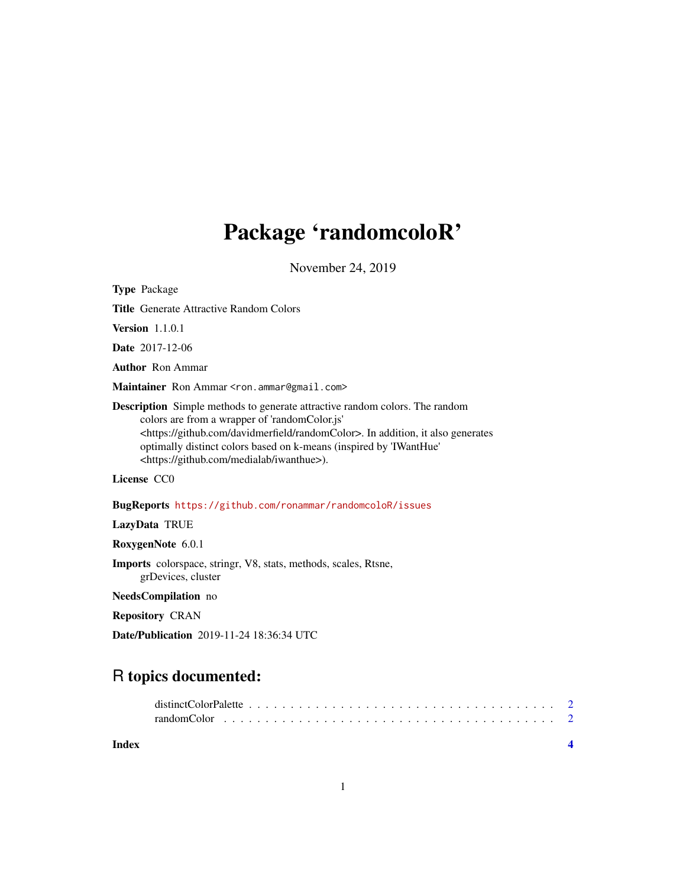# Package 'randomcoloR'

November 24, 2019

**Type** Package

**Title** Generate Attractive Random Colors

**Version** 1.1.0.1

**Date** 2017-12-06

**Author** Ron Ammar

**Maintainer** Ron Ammar <ron.ammar@gmail.com>

**Description** Simple methods to generate attractive random colors. The random colors are from a wrapper of 'randomColor.js' <https://github.com/davidmerfield/randomColor>. In addition, it also generates optimally distinct colors based on k-means (inspired by 'IWantHue' <https://github.com/medialab/iwanthue>).

**License** CC0

**BugReports** https://github.com/ronammar/randomcoloR/issues

**LazyData** TRUE

**RoxygenNote** 6.0.1

**Imports** colorspace, stringr, V8, stats, methods, scales, Rtsne, grDevices, cluster

**NeedsCompilation** no

**Repository** CRAN

**Date/Publication** 2019-11-24 18:36:34 UTC

## R topics documented:

distinctColorPalette . . . . . . . . . . . . . . . . . . . . . . . . . . . . . . . . . . . . . 2
randomColor . . . . . . . . . . . . . . . . . . . . . . . . . . . . . . . . . . . . . . . . . 2

**Index** **4**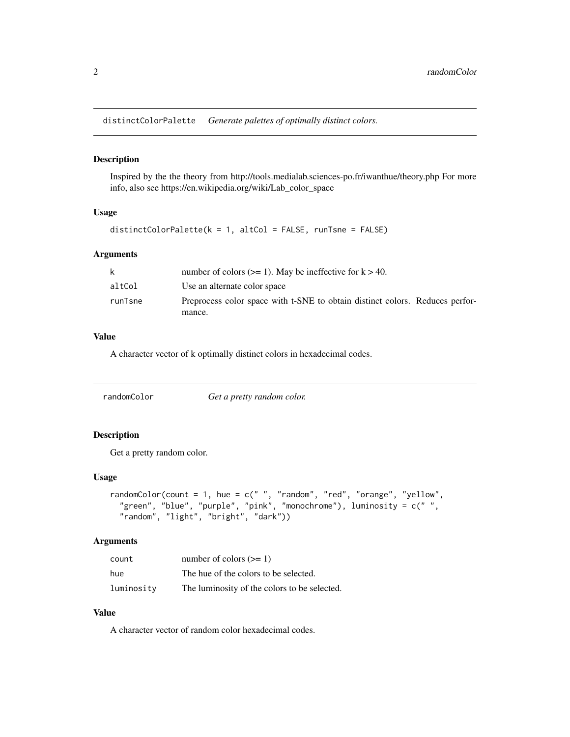## distinctColorPalette — *Generate palettes of optimally distinct colors.*

### Description

Inspired by the the theory from http://tools.medialab.sciences-po.fr/iwanthue/theory.php For more info, also see https://en.wikipedia.org/wiki/Lab_color_space

### Usage

```
distinctColorPalette(k = 1, altCol = FALSE, runTsne = FALSE)
```

### Arguments

| | |
|---|---|
| k | number of colors (>= 1). May be ineffective for k > 40. |
| altCol | Use an alternate color space |
| runTsne | Preprocess color space with t-SNE to obtain distinct colors. Reduces performance. |

### Value

A character vector of k optimally distinct colors in hexadecimal codes.

## randomColor — *Get a pretty random color.*

### Description

Get a pretty random color.

### Usage

```
randomColor(count = 1, hue = c(" ", "random", "red", "orange", "yellow",
  "green", "blue", "purple", "pink", "monochrome"), luminosity = c(" ",
  "random", "light", "bright", "dark"))
```

### Arguments

| | |
|---|---|
| count | number of colors (>= 1) |
| hue | The hue of the colors to be selected. |
| luminosity | The luminosity of the colors to be selected. |

### Value

A character vector of random color hexadecimal codes.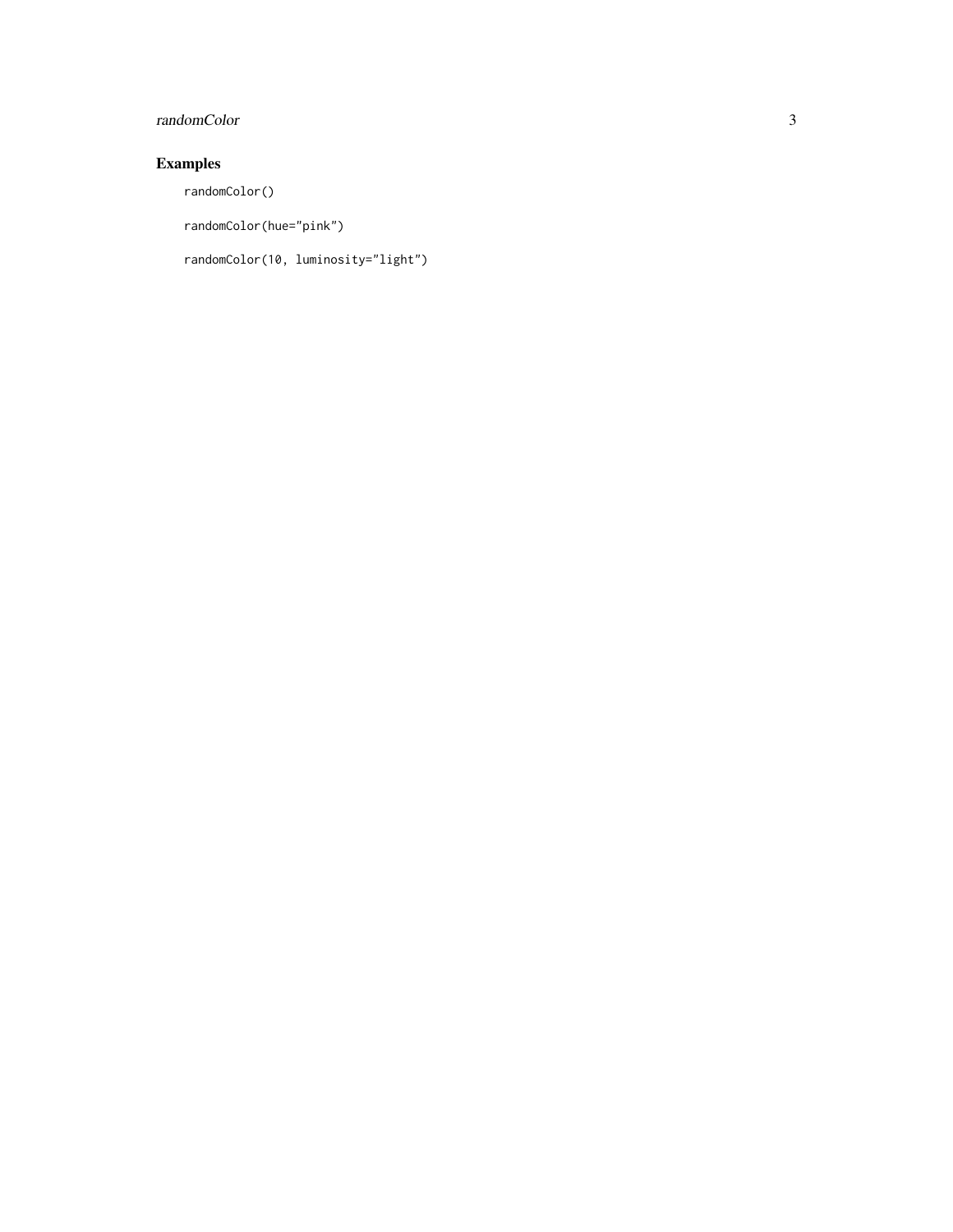## Examples

```
randomColor()

randomColor(hue="pink")

randomColor(10, luminosity="light")
```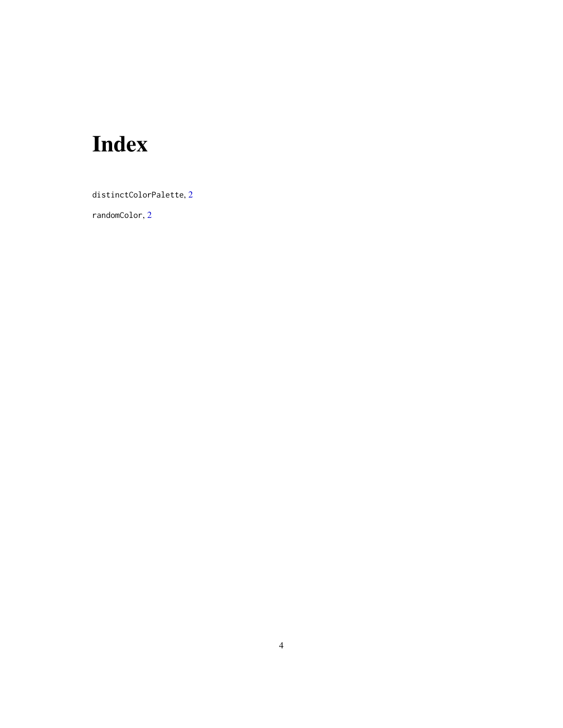# Index

distinctColorPalette, 2

randomColor, 2